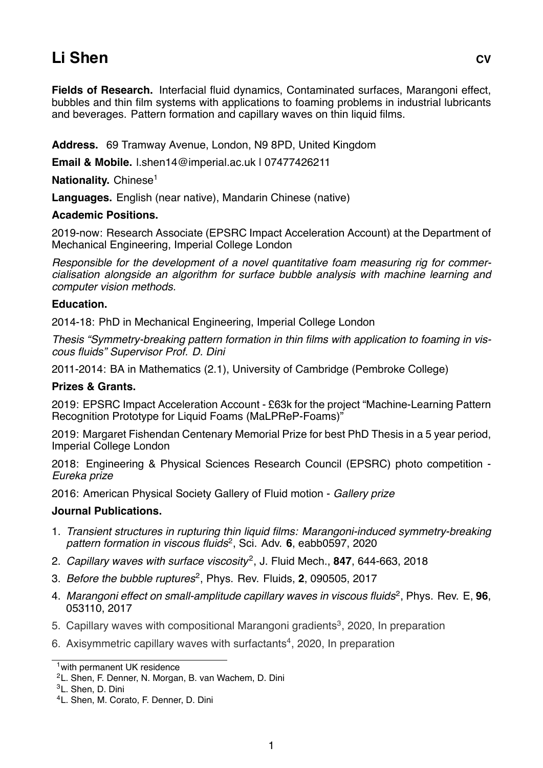# Li Shen **CV**

**Fields of Research.** Interfacial fluid dynamics, Contaminated surfaces, Marangoni effect, bubbles and thin film systems with applications to foaming problems in industrial lubricants and beverages. Pattern formation and capillary waves on thin liquid films.

**Address.** 69 Tramway Avenue, London, N9 8PD, United Kingdom

**Email & Mobile.** l.shen14@imperial.ac.uk | 07477426211

**Nationality.** Chinese[1]

**Languages.** English (near native), Mandarin Chinese (native)

### Academic Positions.

2019-now: Research Associate (EPSRC Impact Acceleration Account) at the Department of Mechanical Engineering, Imperial College London

*Responsible for the development of a novel quantitative foam measuring rig for commercialisation alongside an algorithm for surface bubble analysis with machine learning and computer vision methods.*

### Education.

2014-18: PhD in Mechanical Engineering, Imperial College London

*Thesis "Symmetry-breaking pattern formation in thin films with application to foaming in viscous fluids" Supervisor Prof. D. Dini*

2011-2014: BA in Mathematics (2.1), University of Cambridge (Pembroke College)

### Prizes & Grants.

2019: EPSRC Impact Acceleration Account - £63k for the project "Machine-Learning Pattern Recognition Prototype for Liquid Foams (MaLPReP-Foams)"

2019: Margaret Fishendan Centenary Memorial Prize for best PhD Thesis in a 5 year period, Imperial College London

2018: Engineering & Physical Sciences Research Council (EPSRC) photo competition - *Eureka prize*

2016: American Physical Society Gallery of Fluid motion - *Gallery prize*

### Journal Publications.

1. *Transient structures in rupturing thin liquid films: Marangoni-induced symmetry-breaking pattern formation in viscous fluids*[2], Sci. Adv. **6**, eabb0597, 2020
2. *Capillary waves with surface viscosity*[2], J. Fluid Mech., **847**, 644-663, 2018
3. *Before the bubble ruptures*[2], Phys. Rev. Fluids, **2**, 090505, 2017
4. *Marangoni effect on small-amplitude capillary waves in viscous fluids*[2], Phys. Rev. E, **96**, 053110, 2017
5. Capillary waves with compositional Marangoni gradients[3], 2020, In preparation
6. Axisymmetric capillary waves with surfactants[4], 2020, In preparation

---

[1] with permanent UK residence

[2] L. Shen, F. Denner, N. Morgan, B. van Wachem, D. Dini

[3] L. Shen, D. Dini

[4] L. Shen, M. Corato, F. Denner, D. Dini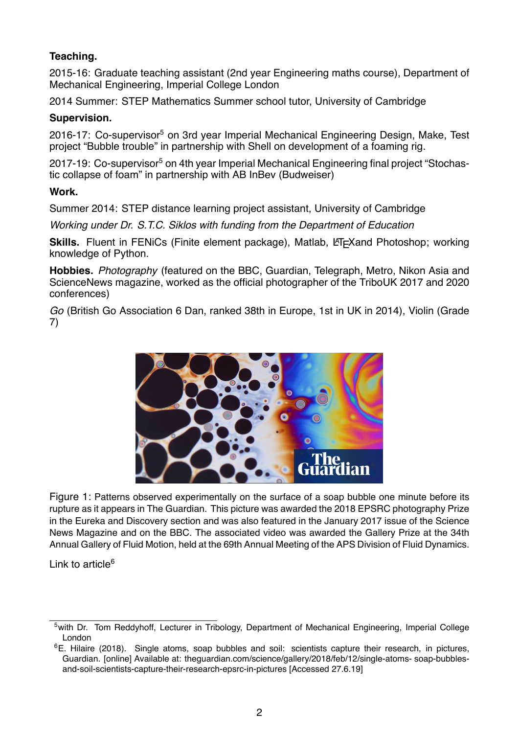**Teaching.**

2015-16: Graduate teaching assistant (2nd year Engineering maths course), Department of Mechanical Engineering, Imperial College London

2014 Summer: STEP Mathematics Summer school tutor, University of Cambridge

**Supervision.**

2016-17: Co-supervisor[5] on 3rd year Imperial Mechanical Engineering Design, Make, Test project "Bubble trouble" in partnership with Shell on development of a foaming rig.

2017-19: Co-supervisor[5] on 4th year Imperial Mechanical Engineering final project "Stochastic collapse of foam" in partnership with AB InBev (Budweiser)

**Work.**

Summer 2014: STEP distance learning project assistant, University of Cambridge

*Working under Dr. S.T.C. Siklos with funding from the Department of Education*

**Skills.** Fluent in FENiCs (Finite element package), Matlab, LaTeXand Photoshop; working knowledge of Python.

**Hobbies.** *Photography* (featured on the BBC, Guardian, Telegraph, Metro, Nikon Asia and ScienceNews magazine, worked as the official photographer of the TriboUK 2017 and 2020 conferences)

*Go* (British Go Association 6 Dan, ranked 38th in Europe, 1st in UK in 2014), Violin (Grade 7)

Figure 1: Patterns observed experimentally on the surface of a soap bubble one minute before its rupture as it appears in The Guardian. This picture was awarded the 2018 EPSRC photography Prize in the Eureka and Discovery section and was also featured in the January 2017 issue of the Science News Magazine and on the BBC. The associated video was awarded the Gallery Prize at the 34th Annual Gallery of Fluid Motion, held at the 69th Annual Meeting of the APS Division of Fluid Dynamics.

Link to article[6]

---

[5] with Dr. Tom Reddyhoff, Lecturer in Tribology, Department of Mechanical Engineering, Imperial College London

[6] E. Hilaire (2018). Single atoms, soap bubbles and soil: scientists capture their research, in pictures, Guardian. [online] Available at: theguardian.com/science/gallery/2018/feb/12/single-atoms- soap-bubbles-and-soil-scientists-capture-their-research-epsrc-in-pictures [Accessed 27.6.19]